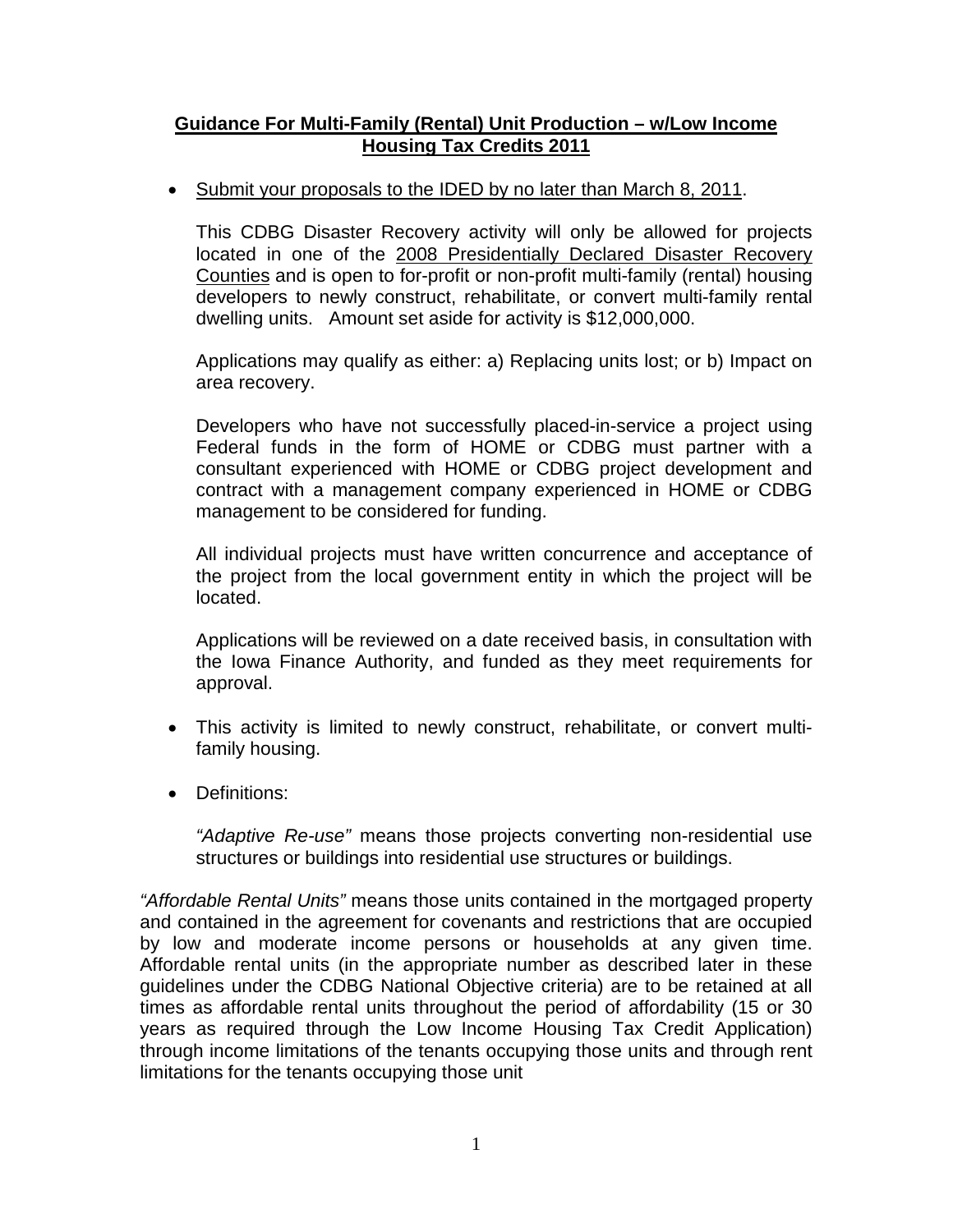## **Guidance For Multi-Family (Rental) Unit Production – w/Low Income Housing Tax Credits 2011**

- Submit your proposals to the IDED by no later than March 8, 2011.

  This CDBG Disaster Recovery activity will only be allowed for projects located in one of the 2008 Presidentially Declared Disaster Recovery Counties and is open to for-profit or non-profit multi-family (rental) housing developers to newly construct, rehabilitate, or convert multi-family rental dwelling units. Amount set aside for activity is $12,000,000.

  Applications may qualify as either: a) Replacing units lost; or b) Impact on area recovery.

  Developers who have not successfully placed-in-service a project using Federal funds in the form of HOME or CDBG must partner with a consultant experienced with HOME or CDBG project development and contract with a management company experienced in HOME or CDBG management to be considered for funding.

  All individual projects must have written concurrence and acceptance of the project from the local government entity in which the project will be located.

  Applications will be reviewed on a date received basis, in consultation with the Iowa Finance Authority, and funded as they meet requirements for approval.

- This activity is limited to newly construct, rehabilitate, or convert multi-family housing.

- Definitions:

  *"Adaptive Re-use"* means those projects converting non-residential use structures or buildings into residential use structures or buildings.

*"Affordable Rental Units"* means those units contained in the mortgaged property and contained in the agreement for covenants and restrictions that are occupied by low and moderate income persons or households at any given time. Affordable rental units (in the appropriate number as described later in these guidelines under the CDBG National Objective criteria) are to be retained at all times as affordable rental units throughout the period of affordability (15 or 30 years as required through the Low Income Housing Tax Credit Application) through income limitations of the tenants occupying those units and through rent limitations for the tenants occupying those unit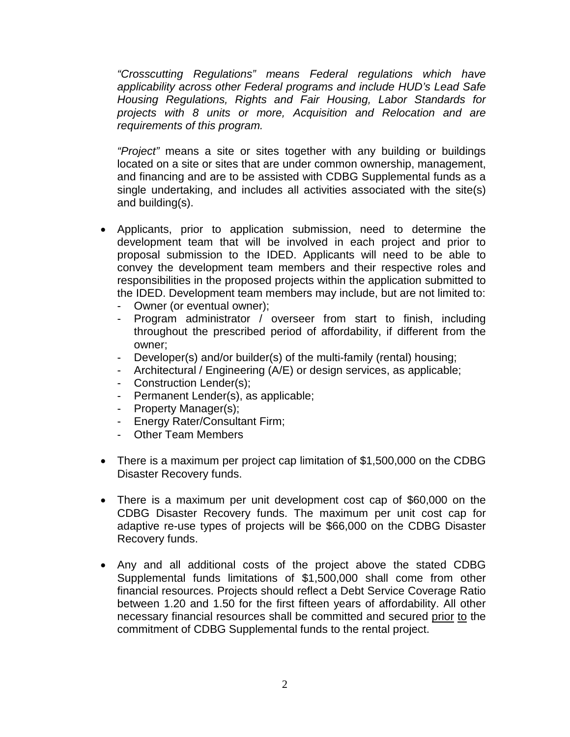*“Crosscutting Regulations” means Federal regulations which have applicability across other Federal programs and include HUD’s Lead Safe Housing Regulations, Rights and Fair Housing, Labor Standards for projects with 8 units or more, Acquisition and Relocation and are requirements of this program.*

*“Project”* means a site or sites together with any building or buildings located on a site or sites that are under common ownership, management, and financing and are to be assisted with CDBG Supplemental funds as a single undertaking, and includes all activities associated with the site(s) and building(s).

- Applicants, prior to application submission, need to determine the development team that will be involved in each project and prior to proposal submission to the IDED. Applicants will need to be able to convey the development team members and their respective roles and responsibilities in the proposed projects within the application submitted to the IDED. Development team members may include, but are not limited to:
  - Owner (or eventual owner);
  - Program administrator / overseer from start to finish, including throughout the prescribed period of affordability, if different from the owner;
  - Developer(s) and/or builder(s) of the multi-family (rental) housing;
  - Architectural / Engineering (A/E) or design services, as applicable;
  - Construction Lender(s);
  - Permanent Lender(s), as applicable;
  - Property Manager(s);
  - Energy Rater/Consultant Firm;
  - Other Team Members

- There is a maximum per project cap limitation of $1,500,000 on the CDBG Disaster Recovery funds.

- There is a maximum per unit development cost cap of $60,000 on the CDBG Disaster Recovery funds. The maximum per unit cost cap for adaptive re-use types of projects will be $66,000 on the CDBG Disaster Recovery funds.

- Any and all additional costs of the project above the stated CDBG Supplemental funds limitations of $1,500,000 shall come from other financial resources. Projects should reflect a Debt Service Coverage Ratio between 1.20 and 1.50 for the first fifteen years of affordability. All other necessary financial resources shall be committed and secured <u>prior</u> <u>to</u> the commitment of CDBG Supplemental funds to the rental project.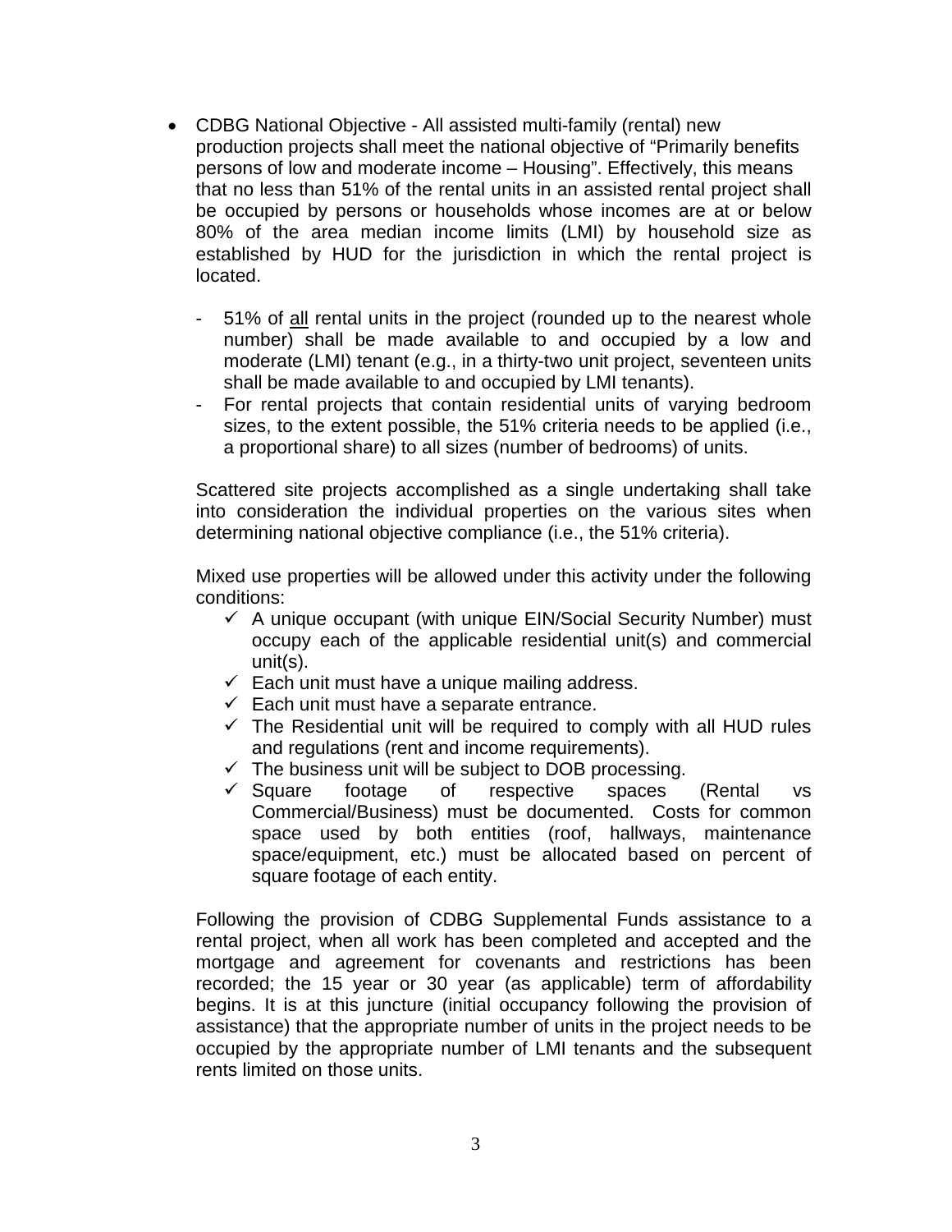- CDBG National Objective - All assisted multi-family (rental) new production projects shall meet the national objective of "Primarily benefits persons of low and moderate income – Housing". Effectively, this means that no less than 51% of the rental units in an assisted rental project shall be occupied by persons or households whose incomes are at or below 80% of the area median income limits (LMI) by household size as established by HUD for the jurisdiction in which the rental project is located.

  - 51% of <u>all</u> rental units in the project (rounded up to the nearest whole number) shall be made available to and occupied by a low and moderate (LMI) tenant (e.g., in a thirty-two unit project, seventeen units shall be made available to and occupied by LMI tenants).
  - For rental projects that contain residential units of varying bedroom sizes, to the extent possible, the 51% criteria needs to be applied (i.e., a proportional share) to all sizes (number of bedrooms) of units.

  Scattered site projects accomplished as a single undertaking shall take into consideration the individual properties on the various sites when determining national objective compliance (i.e., the 51% criteria).

  Mixed use properties will be allowed under this activity under the following conditions:

  - ✓ A unique occupant (with unique EIN/Social Security Number) must occupy each of the applicable residential unit(s) and commercial unit(s).
  - ✓ Each unit must have a unique mailing address.
  - ✓ Each unit must have a separate entrance.
  - ✓ The Residential unit will be required to comply with all HUD rules and regulations (rent and income requirements).
  - ✓ The business unit will be subject to DOB processing.
  - ✓ Square footage of respective spaces (Rental vs Commercial/Business) must be documented. Costs for common space used by both entities (roof, hallways, maintenance space/equipment, etc.) must be allocated based on percent of square footage of each entity.

  Following the provision of CDBG Supplemental Funds assistance to a rental project, when all work has been completed and accepted and the mortgage and agreement for covenants and restrictions has been recorded; the 15 year or 30 year (as applicable) term of affordability begins. It is at this juncture (initial occupancy following the provision of assistance) that the appropriate number of units in the project needs to be occupied by the appropriate number of LMI tenants and the subsequent rents limited on those units.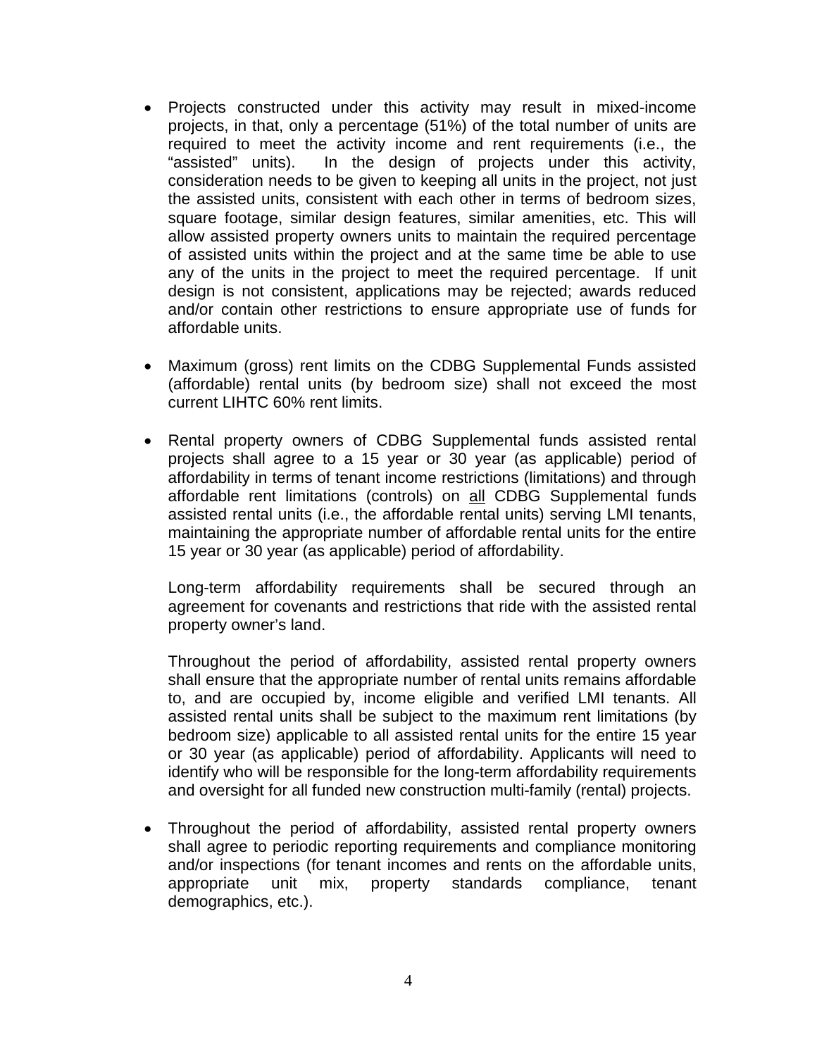- Projects constructed under this activity may result in mixed-income projects, in that, only a percentage (51%) of the total number of units are required to meet the activity income and rent requirements (i.e., the "assisted" units). In the design of projects under this activity, consideration needs to be given to keeping all units in the project, not just the assisted units, consistent with each other in terms of bedroom sizes, square footage, similar design features, similar amenities, etc. This will allow assisted property owners units to maintain the required percentage of assisted units within the project and at the same time be able to use any of the units in the project to meet the required percentage. If unit design is not consistent, applications may be rejected; awards reduced and/or contain other restrictions to ensure appropriate use of funds for affordable units.

- Maximum (gross) rent limits on the CDBG Supplemental Funds assisted (affordable) rental units (by bedroom size) shall not exceed the most current LIHTC 60% rent limits.

- Rental property owners of CDBG Supplemental funds assisted rental projects shall agree to a 15 year or 30 year (as applicable) period of affordability in terms of tenant income restrictions (limitations) and through affordable rent limitations (controls) on <u>all</u> CDBG Supplemental funds assisted rental units (i.e., the affordable rental units) serving LMI tenants, maintaining the appropriate number of affordable rental units for the entire 15 year or 30 year (as applicable) period of affordability.

  Long-term affordability requirements shall be secured through an agreement for covenants and restrictions that ride with the assisted rental property owner's land.

  Throughout the period of affordability, assisted rental property owners shall ensure that the appropriate number of rental units remains affordable to, and are occupied by, income eligible and verified LMI tenants. All assisted rental units shall be subject to the maximum rent limitations (by bedroom size) applicable to all assisted rental units for the entire 15 year or 30 year (as applicable) period of affordability. Applicants will need to identify who will be responsible for the long-term affordability requirements and oversight for all funded new construction multi-family (rental) projects.

- Throughout the period of affordability, assisted rental property owners shall agree to periodic reporting requirements and compliance monitoring and/or inspections (for tenant incomes and rents on the affordable units, appropriate unit mix, property standards compliance, tenant demographics, etc.).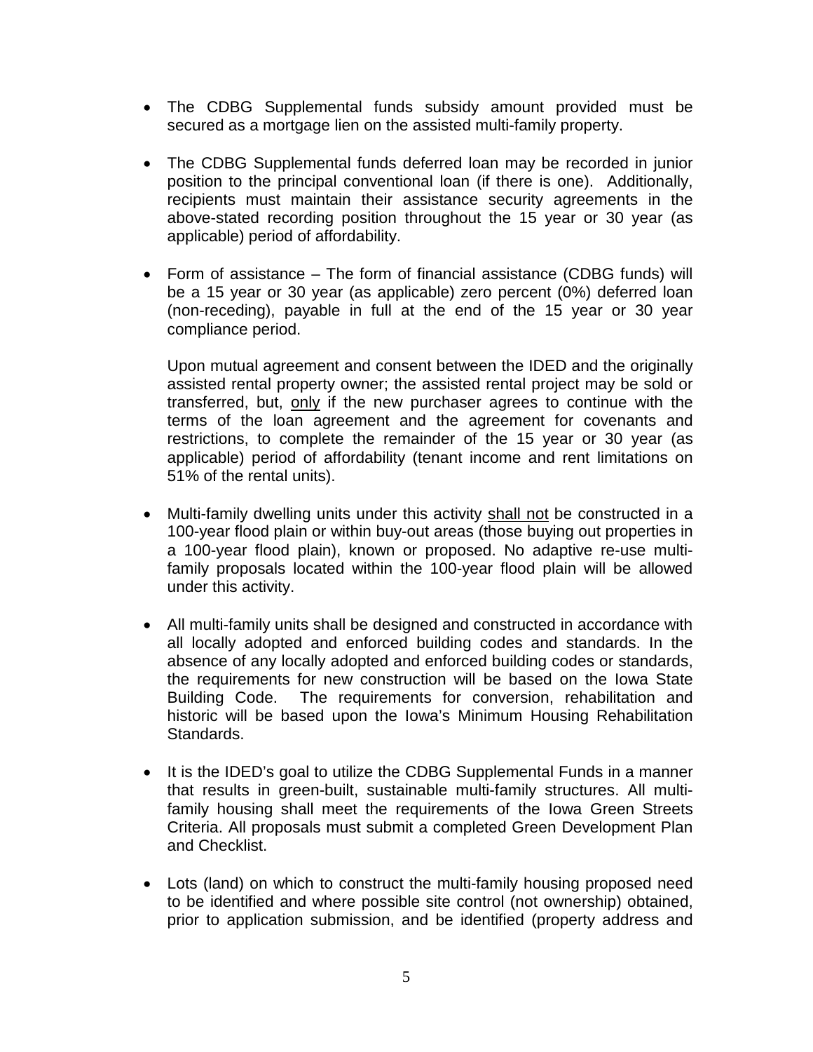- The CDBG Supplemental funds subsidy amount provided must be secured as a mortgage lien on the assisted multi-family property.

- The CDBG Supplemental funds deferred loan may be recorded in junior position to the principal conventional loan (if there is one). Additionally, recipients must maintain their assistance security agreements in the above-stated recording position throughout the 15 year or 30 year (as applicable) period of affordability.

- Form of assistance – The form of financial assistance (CDBG funds) will be a 15 year or 30 year (as applicable) zero percent (0%) deferred loan (non-receding), payable in full at the end of the 15 year or 30 year compliance period.

  Upon mutual agreement and consent between the IDED and the originally assisted rental property owner; the assisted rental project may be sold or transferred, but, <u>only</u> if the new purchaser agrees to continue with the terms of the loan agreement and the agreement for covenants and restrictions, to complete the remainder of the 15 year or 30 year (as applicable) period of affordability (tenant income and rent limitations on 51% of the rental units).

- Multi-family dwelling units under this activity <u>shall not</u> be constructed in a 100-year flood plain or within buy-out areas (those buying out properties in a 100-year flood plain), known or proposed. No adaptive re-use multi-family proposals located within the 100-year flood plain will be allowed under this activity.

- All multi-family units shall be designed and constructed in accordance with all locally adopted and enforced building codes and standards. In the absence of any locally adopted and enforced building codes or standards, the requirements for new construction will be based on the Iowa State Building Code. The requirements for conversion, rehabilitation and historic will be based upon the Iowa's Minimum Housing Rehabilitation Standards.

- It is the IDED's goal to utilize the CDBG Supplemental Funds in a manner that results in green-built, sustainable multi-family structures. All multi-family housing shall meet the requirements of the Iowa Green Streets Criteria. All proposals must submit a completed Green Development Plan and Checklist.

- Lots (land) on which to construct the multi-family housing proposed need to be identified and where possible site control (not ownership) obtained, prior to application submission, and be identified (property address and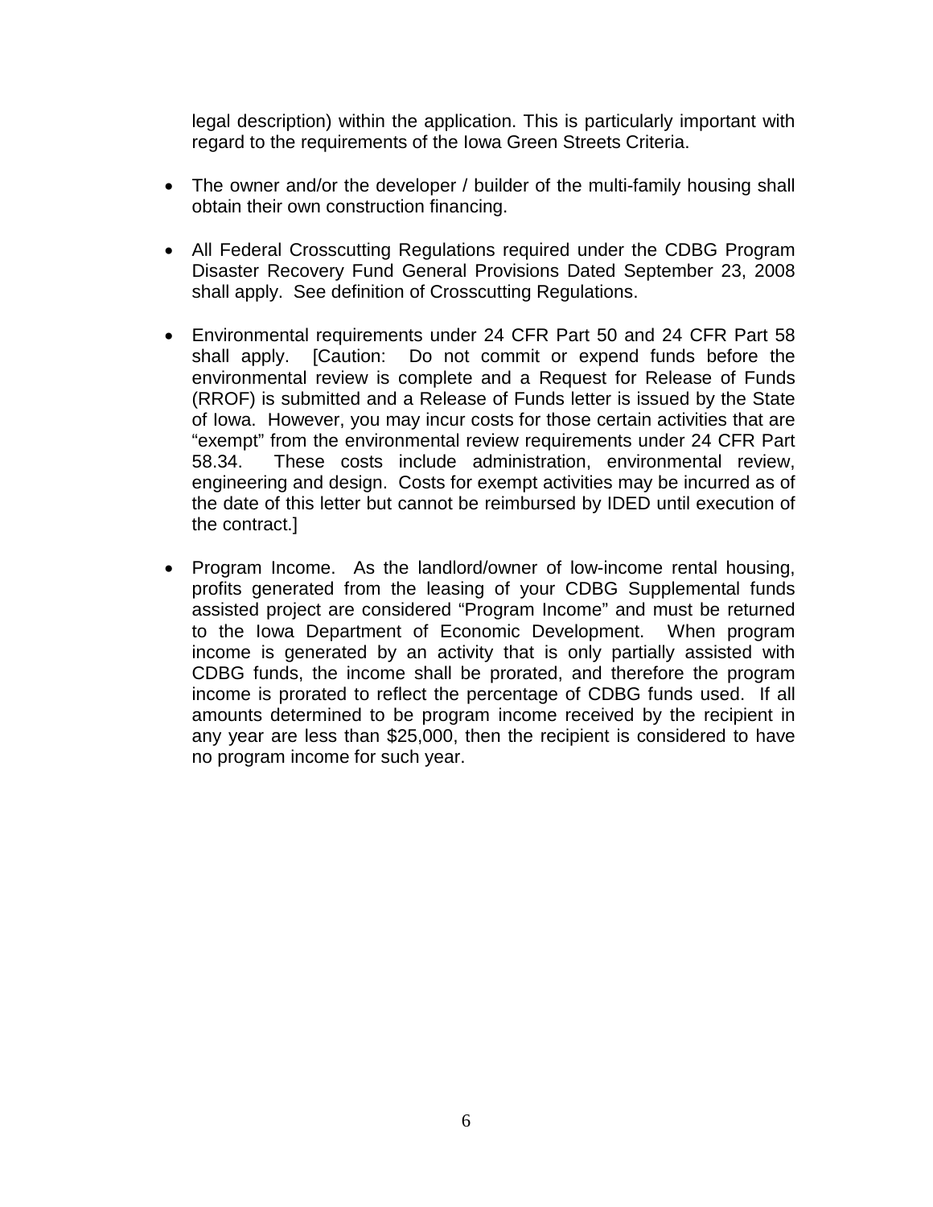legal description) within the application. This is particularly important with regard to the requirements of the Iowa Green Streets Criteria.

- The owner and/or the developer / builder of the multi-family housing shall obtain their own construction financing.

- All Federal Crosscutting Regulations required under the CDBG Program Disaster Recovery Fund General Provisions Dated September 23, 2008 shall apply. See definition of Crosscutting Regulations.

- Environmental requirements under 24 CFR Part 50 and 24 CFR Part 58 shall apply. [Caution: Do not commit or expend funds before the environmental review is complete and a Request for Release of Funds (RROF) is submitted and a Release of Funds letter is issued by the State of Iowa. However, you may incur costs for those certain activities that are "exempt" from the environmental review requirements under 24 CFR Part 58.34. These costs include administration, environmental review, engineering and design. Costs for exempt activities may be incurred as of the date of this letter but cannot be reimbursed by IDED until execution of the contract.]

- Program Income. As the landlord/owner of low-income rental housing, profits generated from the leasing of your CDBG Supplemental funds assisted project are considered "Program Income" and must be returned to the Iowa Department of Economic Development. When program income is generated by an activity that is only partially assisted with CDBG funds, the income shall be prorated, and therefore the program income is prorated to reflect the percentage of CDBG funds used. If all amounts determined to be program income received by the recipient in any year are less than $25,000, then the recipient is considered to have no program income for such year.